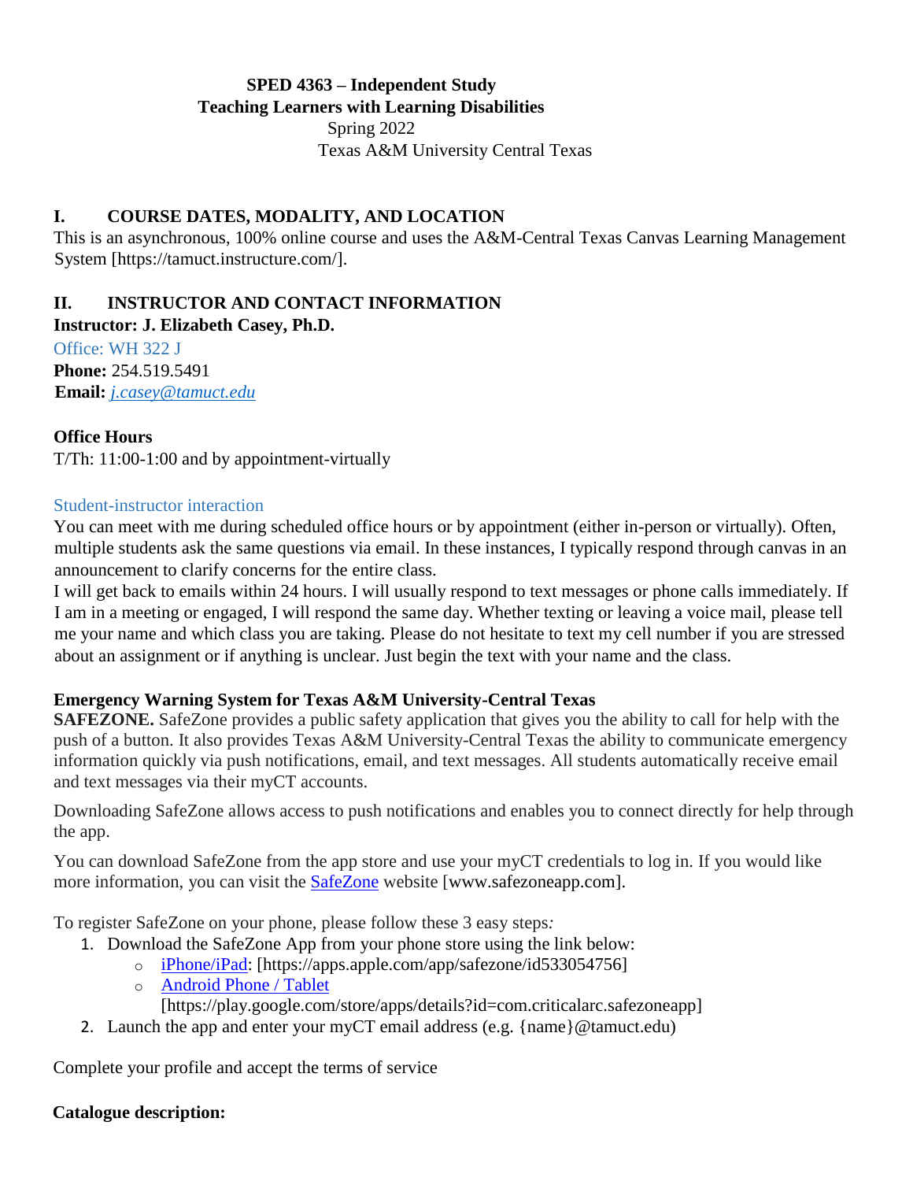# SPED 4363 – Independent Study
## Teaching Learners with Learning Disabilities
Spring 2022

Texas A&M University Central Texas

## I. COURSE DATES, MODALITY, AND LOCATION

This is an asynchronous, 100% online course and uses the A&M-Central Texas Canvas Learning Management System [https://tamuct.instructure.com/].

## II. INSTRUCTOR AND CONTACT INFORMATION

**Instructor: J. Elizabeth Casey, Ph.D.**

Office: WH 322 J

**Phone:** 254.519.5491

**Email:** *j.casey@tamuct.edu*

### Office Hours

T/Th: 11:00-1:00 and by appointment-virtually

### Student-instructor interaction

You can meet with me during scheduled office hours or by appointment (either in-person or virtually). Often, multiple students ask the same questions via email. In these instances, I typically respond through canvas in an announcement to clarify concerns for the entire class.

I will get back to emails within 24 hours. I will usually respond to text messages or phone calls immediately. If I am in a meeting or engaged, I will respond the same day. Whether texting or leaving a voice mail, please tell me your name and which class you are taking. Please do not hesitate to text my cell number if you are stressed about an assignment or if anything is unclear. Just begin the text with your name and the class.

### Emergency Warning System for Texas A&M University-Central Texas

**SAFEZONE.** SafeZone provides a public safety application that gives you the ability to call for help with the push of a button. It also provides Texas A&M University-Central Texas the ability to communicate emergency information quickly via push notifications, email, and text messages. All students automatically receive email and text messages via their myCT accounts.

Downloading SafeZone allows access to push notifications and enables you to connect directly for help through the app.

You can download SafeZone from the app store and use your myCT credentials to log in. If you would like more information, you can visit the SafeZone website [www.safezoneapp.com].

To register SafeZone on your phone, please follow these 3 easy steps*:*

1. Download the SafeZone App from your phone store using the link below:
   - iPhone/iPad: [https://apps.apple.com/app/safezone/id533054756]
   - Android Phone / Tablet [https://play.google.com/store/apps/details?id=com.criticalarc.safezoneapp]
2. Launch the app and enter your myCT email address (e.g. {name}@tamuct.edu)

Complete your profile and accept the terms of service

### Catalogue description: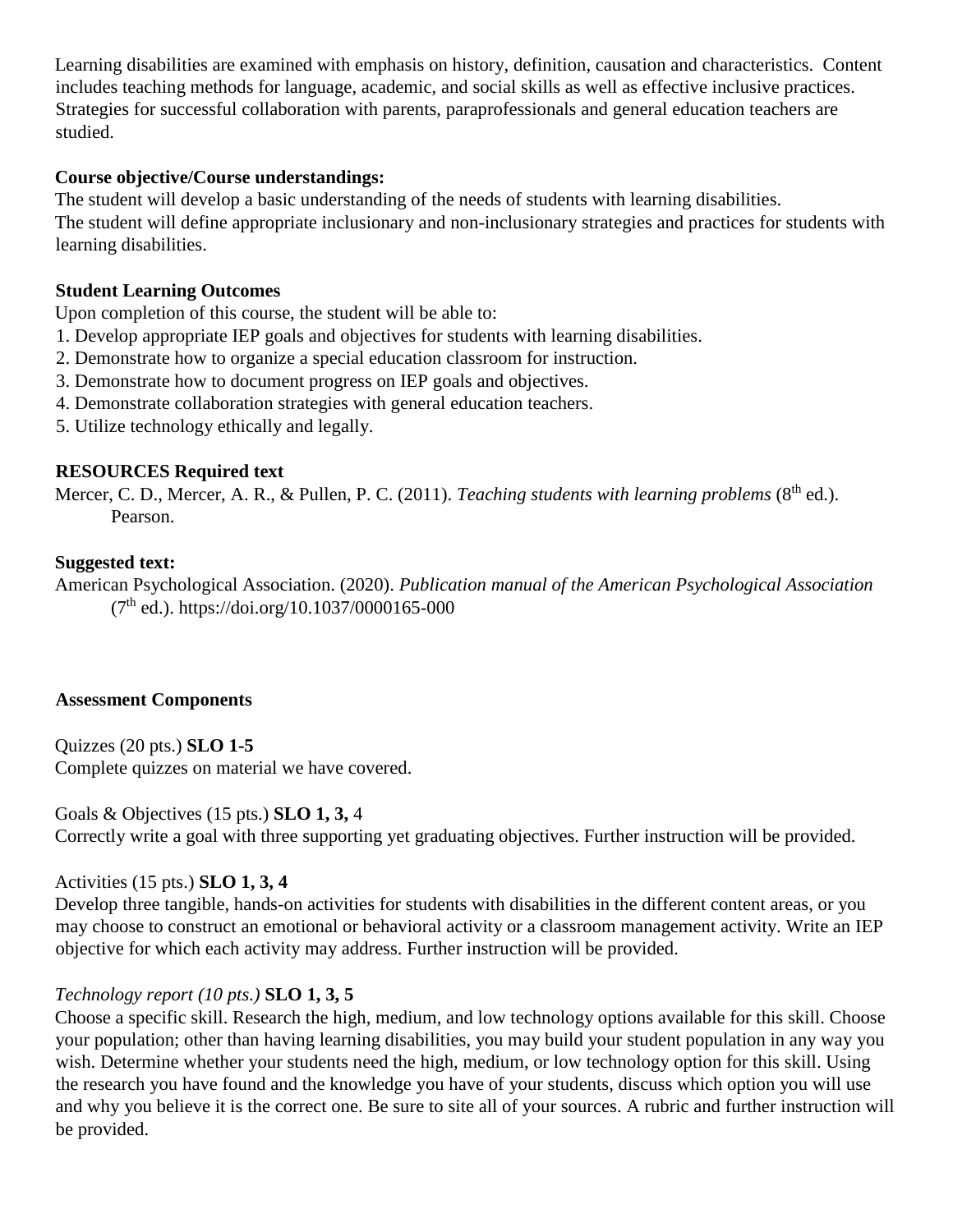Learning disabilities are examined with emphasis on history, definition, causation and characteristics. Content includes teaching methods for language, academic, and social skills as well as effective inclusive practices. Strategies for successful collaboration with parents, paraprofessionals and general education teachers are studied.

**Course objective/Course understandings:**

The student will develop a basic understanding of the needs of students with learning disabilities.
The student will define appropriate inclusionary and non-inclusionary strategies and practices for students with learning disabilities.

**Student Learning Outcomes**

Upon completion of this course, the student will be able to:

1. Develop appropriate IEP goals and objectives for students with learning disabilities.
2. Demonstrate how to organize a special education classroom for instruction.
3. Demonstrate how to document progress on IEP goals and objectives.
4. Demonstrate collaboration strategies with general education teachers.
5. Utilize technology ethically and legally.

**RESOURCES Required text**

Mercer, C. D., Mercer, A. R., & Pullen, P. C. (2011). *Teaching students with learning problems* (8th ed.). Pearson.

**Suggested text:**

American Psychological Association. (2020). *Publication manual of the American Psychological Association* (7th ed.). https://doi.org/10.1037/0000165-000

**Assessment Components**

Quizzes (20 pts.) **SLO 1-5**
Complete quizzes on material we have covered.

Goals & Objectives (15 pts.) **SLO 1, 3,** 4
Correctly write a goal with three supporting yet graduating objectives. Further instruction will be provided.

Activities (15 pts.) **SLO 1, 3, 4**
Develop three tangible, hands-on activities for students with disabilities in the different content areas, or you may choose to construct an emotional or behavioral activity or a classroom management activity. Write an IEP objective for which each activity may address. Further instruction will be provided.

*Technology report (10 pts.)* **SLO 1, 3, 5**
Choose a specific skill. Research the high, medium, and low technology options available for this skill. Choose your population; other than having learning disabilities, you may build your student population in any way you wish. Determine whether your students need the high, medium, or low technology option for this skill. Using the research you have found and the knowledge you have of your students, discuss which option you will use and why you believe it is the correct one. Be sure to site all of your sources. A rubric and further instruction will be provided.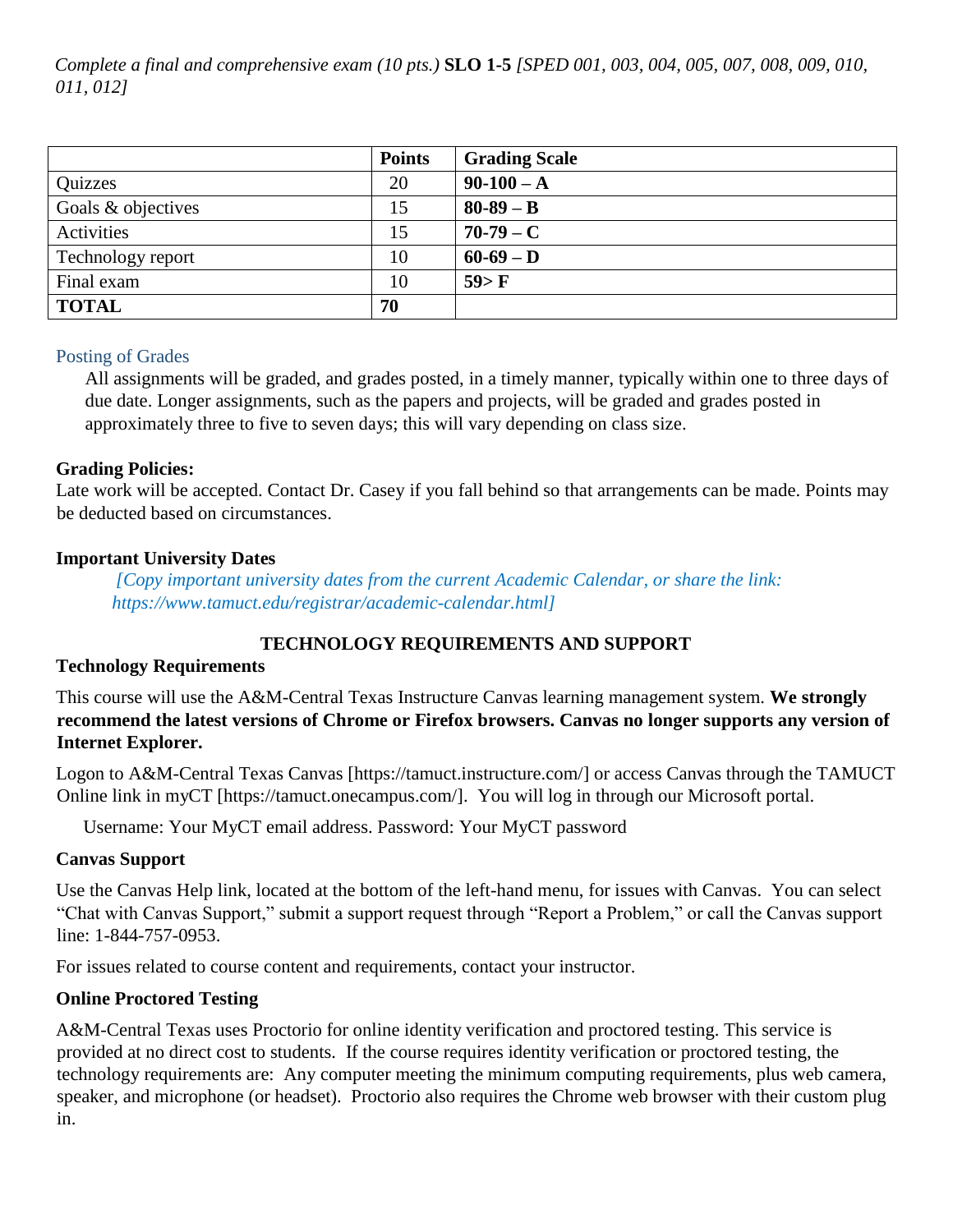*Complete a final and comprehensive exam (10 pts.)* **SLO 1-5** *[SPED 001, 003, 004, 005, 007, 008, 009, 010, 011, 012]*

| | **Points** | **Grading Scale** |
|---|---|---|
| Quizzes | 20 | **90-100 – A** |
| Goals & objectives | 15 | **80-89 – B** |
| Activities | 15 | **70-79 – C** |
| Technology report | 10 | **60-69 – D** |
| Final exam | 10 | **59> F** |
| **TOTAL** | **70** | |

### Posting of Grades

All assignments will be graded, and grades posted, in a timely manner, typically within one to three days of due date. Longer assignments, such as the papers and projects, will be graded and grades posted in approximately three to five to seven days; this will vary depending on class size.

**Grading Policies:**

Late work will be accepted. Contact Dr. Casey if you fall behind so that arrangements can be made. Points may be deducted based on circumstances.

**Important University Dates**

*[Copy important university dates from the current Academic Calendar, or share the link: https://www.tamuct.edu/registrar/academic-calendar.html]*

## TECHNOLOGY REQUIREMENTS AND SUPPORT

**Technology Requirements**

This course will use the A&M-Central Texas Instructure Canvas learning management system. **We strongly recommend the latest versions of Chrome or Firefox browsers. Canvas no longer supports any version of Internet Explorer.**

Logon to A&M-Central Texas Canvas [https://tamuct.instructure.com/] or access Canvas through the TAMUCT Online link in myCT [https://tamuct.onecampus.com/]. You will log in through our Microsoft portal.

Username: Your MyCT email address. Password: Your MyCT password

**Canvas Support**

Use the Canvas Help link, located at the bottom of the left-hand menu, for issues with Canvas. You can select "Chat with Canvas Support," submit a support request through "Report a Problem," or call the Canvas support line: 1-844-757-0953.

For issues related to course content and requirements, contact your instructor.

**Online Proctored Testing**

A&M-Central Texas uses Proctorio for online identity verification and proctored testing. This service is provided at no direct cost to students. If the course requires identity verification or proctored testing, the technology requirements are: Any computer meeting the minimum computing requirements, plus web camera, speaker, and microphone (or headset). Proctorio also requires the Chrome web browser with their custom plug in.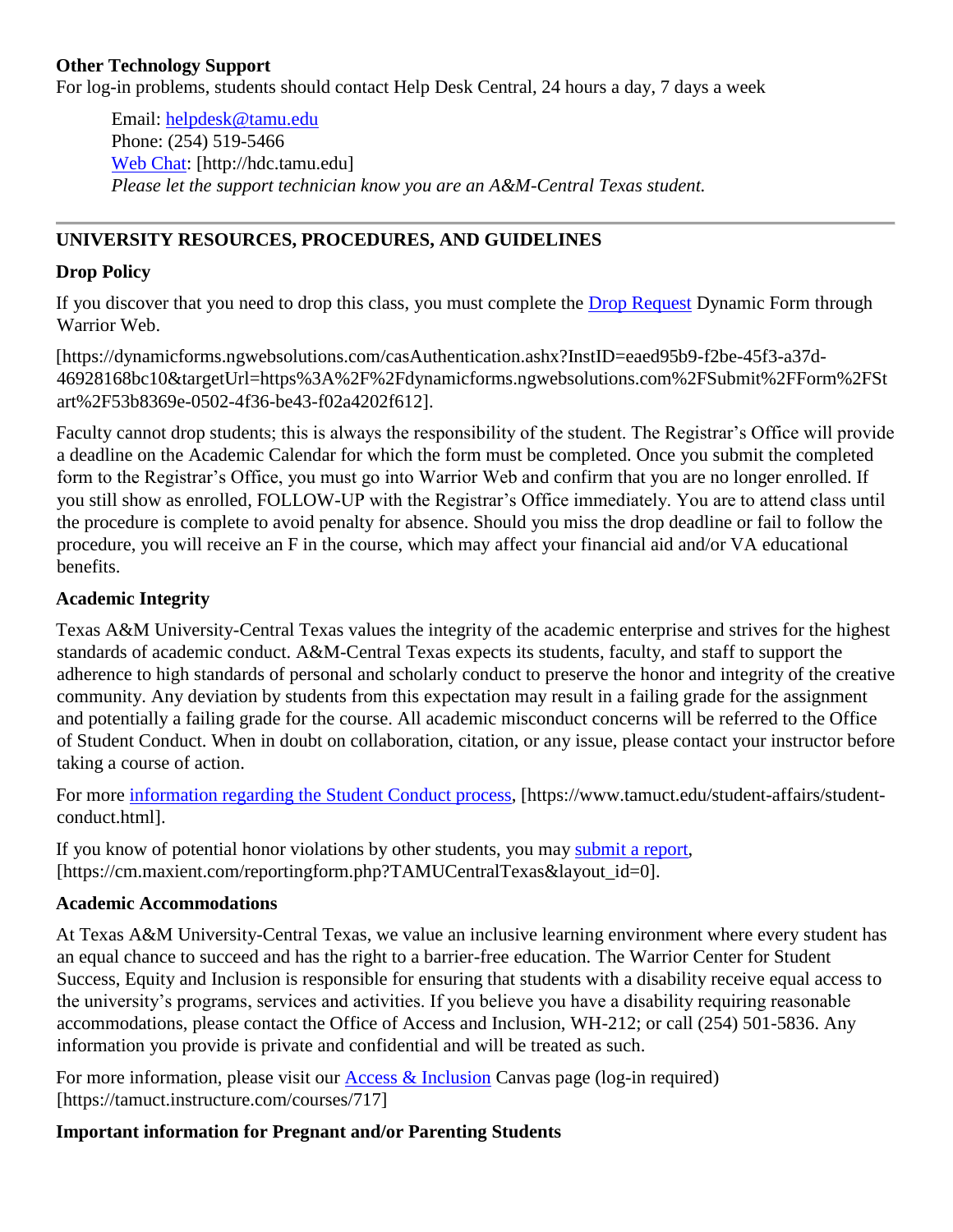**Other Technology Support**

For log-in problems, students should contact Help Desk Central, 24 hours a day, 7 days a week

> Email: [helpdesk@tamu.edu](mailto:helpdesk@tamu.edu)
> Phone: (254) 519-5466
> [Web Chat](http://hdc.tamu.edu): [http://hdc.tamu.edu]
> *Please let the support technician know you are an A&M-Central Texas student.*

---

## UNIVERSITY RESOURCES, PROCEDURES, AND GUIDELINES

**Drop Policy**

If you discover that you need to drop this class, you must complete the [Drop Request](https://dynamicforms.ngwebsolutions.com/casAuthentication.ashx?InstID=eaed95b9-f2be-45f3-a37d-46928168bc10&targetUrl=https%3A%2F%2Fdynamicforms.ngwebsolutions.com%2FSubmit%2FForm%2FStart%2F53b8369e-0502-4f36-be43-f02a4202f612) Dynamic Form through Warrior Web.

[https://dynamicforms.ngwebsolutions.com/casAuthentication.ashx?InstID=eaed95b9-f2be-45f3-a37d-46928168bc10&targetUrl=https%3A%2F%2Fdynamicforms.ngwebsolutions.com%2FSubmit%2FForm%2FStart%2F53b8369e-0502-4f36-be43-f02a4202f612].

Faculty cannot drop students; this is always the responsibility of the student. The Registrar's Office will provide a deadline on the Academic Calendar for which the form must be completed. Once you submit the completed form to the Registrar's Office, you must go into Warrior Web and confirm that you are no longer enrolled. If you still show as enrolled, FOLLOW-UP with the Registrar's Office immediately. You are to attend class until the procedure is complete to avoid penalty for absence. Should you miss the drop deadline or fail to follow the procedure, you will receive an F in the course, which may affect your financial aid and/or VA educational benefits.

**Academic Integrity**

Texas A&M University-Central Texas values the integrity of the academic enterprise and strives for the highest standards of academic conduct. A&M-Central Texas expects its students, faculty, and staff to support the adherence to high standards of personal and scholarly conduct to preserve the honor and integrity of the creative community. Any deviation by students from this expectation may result in a failing grade for the assignment and potentially a failing grade for the course. All academic misconduct concerns will be referred to the Office of Student Conduct. When in doubt on collaboration, citation, or any issue, please contact your instructor before taking a course of action.

For more [information regarding the Student Conduct process](https://www.tamuct.edu/student-affairs/student-conduct.html), [https://www.tamuct.edu/student-affairs/student-conduct.html].

If you know of potential honor violations by other students, you may [submit a report](https://cm.maxient.com/reportingform.php?TAMUCentralTexas&layout_id=0), [https://cm.maxient.com/reportingform.php?TAMUCentralTexas&layout_id=0].

**Academic Accommodations**

At Texas A&M University-Central Texas, we value an inclusive learning environment where every student has an equal chance to succeed and has the right to a barrier-free education. The Warrior Center for Student Success, Equity and Inclusion is responsible for ensuring that students with a disability receive equal access to the university's programs, services and activities. If you believe you have a disability requiring reasonable accommodations, please contact the Office of Access and Inclusion, WH-212; or call (254) 501-5836. Any information you provide is private and confidential and will be treated as such.

For more information, please visit our [Access & Inclusion](https://tamuct.instructure.com/courses/717) Canvas page (log-in required) [https://tamuct.instructure.com/courses/717]

**Important information for Pregnant and/or Parenting Students**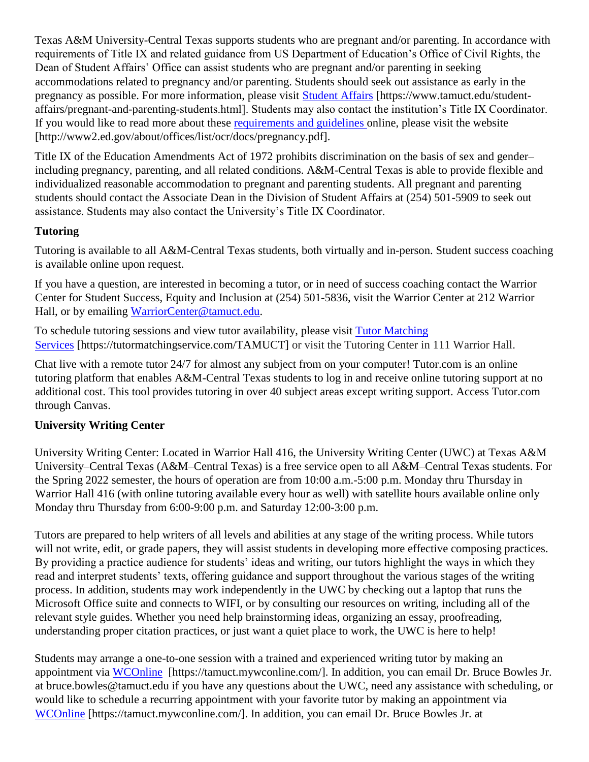Texas A&M University-Central Texas supports students who are pregnant and/or parenting. In accordance with requirements of Title IX and related guidance from US Department of Education's Office of Civil Rights, the Dean of Student Affairs' Office can assist students who are pregnant and/or parenting in seeking accommodations related to pregnancy and/or parenting. Students should seek out assistance as early in the pregnancy as possible. For more information, please visit Student Affairs [https://www.tamuct.edu/student-affairs/pregnant-and-parenting-students.html]. Students may also contact the institution's Title IX Coordinator. If you would like to read more about these requirements and guidelines online, please visit the website [http://www2.ed.gov/about/offices/list/ocr/docs/pregnancy.pdf].

Title IX of the Education Amendments Act of 1972 prohibits discrimination on the basis of sex and gender–including pregnancy, parenting, and all related conditions. A&M-Central Texas is able to provide flexible and individualized reasonable accommodation to pregnant and parenting students. All pregnant and parenting students should contact the Associate Dean in the Division of Student Affairs at (254) 501-5909 to seek out assistance. Students may also contact the University's Title IX Coordinator.

**Tutoring**

Tutoring is available to all A&M-Central Texas students, both virtually and in-person. Student success coaching is available online upon request.

If you have a question, are interested in becoming a tutor, or in need of success coaching contact the Warrior Center for Student Success, Equity and Inclusion at (254) 501-5836, visit the Warrior Center at 212 Warrior Hall, or by emailing WarriorCenter@tamuct.edu.

To schedule tutoring sessions and view tutor availability, please visit Tutor Matching Services [https://tutormatchingservice.com/TAMUCT] or visit the Tutoring Center in 111 Warrior Hall.

Chat live with a remote tutor 24/7 for almost any subject from on your computer! Tutor.com is an online tutoring platform that enables A&M-Central Texas students to log in and receive online tutoring support at no additional cost. This tool provides tutoring in over 40 subject areas except writing support. Access Tutor.com through Canvas.

**University Writing Center**

University Writing Center: Located in Warrior Hall 416, the University Writing Center (UWC) at Texas A&M University–Central Texas (A&M–Central Texas) is a free service open to all A&M–Central Texas students. For the Spring 2022 semester, the hours of operation are from 10:00 a.m.-5:00 p.m. Monday thru Thursday in Warrior Hall 416 (with online tutoring available every hour as well) with satellite hours available online only Monday thru Thursday from 6:00-9:00 p.m. and Saturday 12:00-3:00 p.m.

Tutors are prepared to help writers of all levels and abilities at any stage of the writing process. While tutors will not write, edit, or grade papers, they will assist students in developing more effective composing practices. By providing a practice audience for students' ideas and writing, our tutors highlight the ways in which they read and interpret students' texts, offering guidance and support throughout the various stages of the writing process. In addition, students may work independently in the UWC by checking out a laptop that runs the Microsoft Office suite and connects to WIFI, or by consulting our resources on writing, including all of the relevant style guides. Whether you need help brainstorming ideas, organizing an essay, proofreading, understanding proper citation practices, or just want a quiet place to work, the UWC is here to help!

Students may arrange a one-to-one session with a trained and experienced writing tutor by making an appointment via WCOnline [https://tamuct.mywconline.com/]. In addition, you can email Dr. Bruce Bowles Jr. at bruce.bowles@tamuct.edu if you have any questions about the UWC, need any assistance with scheduling, or would like to schedule a recurring appointment with your favorite tutor by making an appointment via WCOnline [https://tamuct.mywconline.com/]. In addition, you can email Dr. Bruce Bowles Jr. at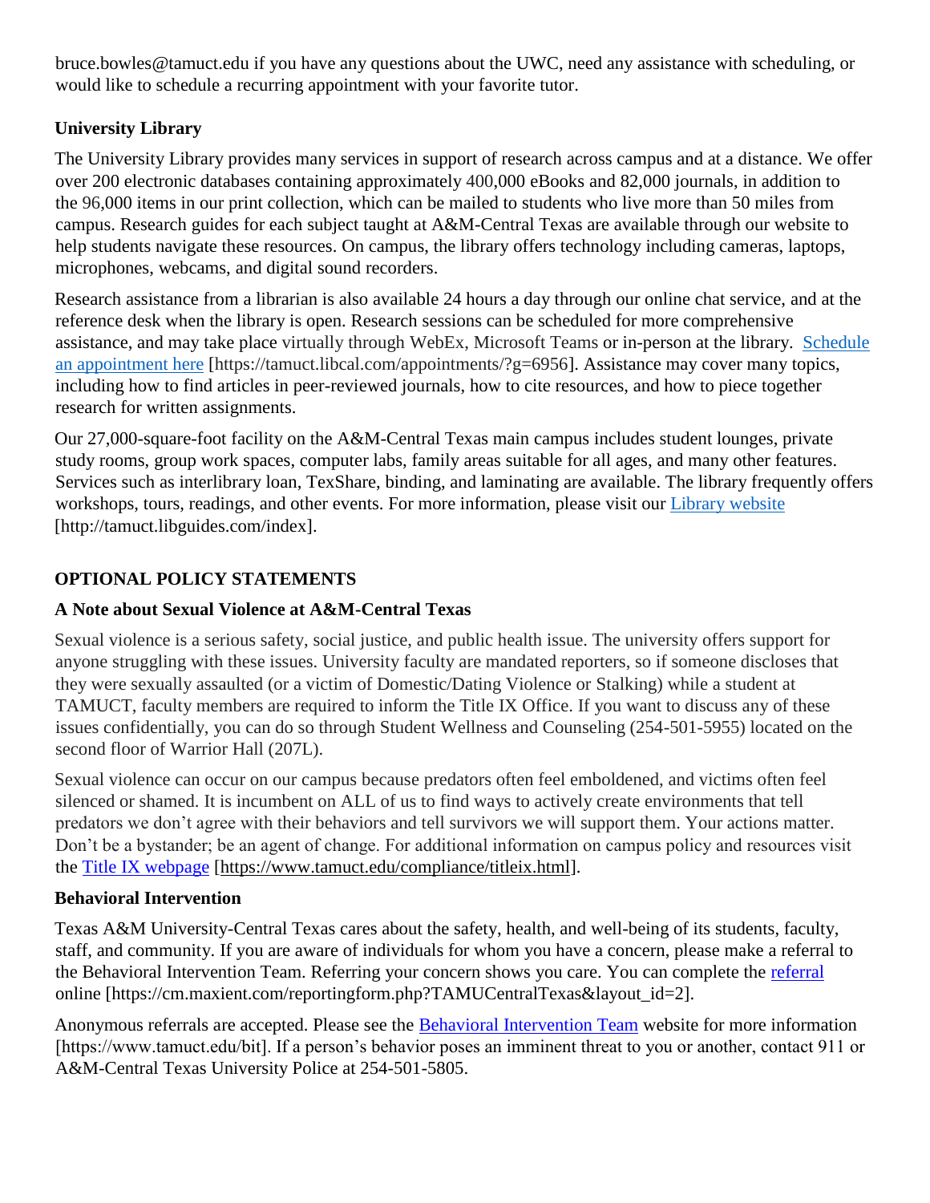bruce.bowles@tamuct.edu if you have any questions about the UWC, need any assistance with scheduling, or would like to schedule a recurring appointment with your favorite tutor.

### University Library

The University Library provides many services in support of research across campus and at a distance. We offer over 200 electronic databases containing approximately 400,000 eBooks and 82,000 journals, in addition to the 96,000 items in our print collection, which can be mailed to students who live more than 50 miles from campus. Research guides for each subject taught at A&M-Central Texas are available through our website to help students navigate these resources. On campus, the library offers technology including cameras, laptops, microphones, webcams, and digital sound recorders.

Research assistance from a librarian is also available 24 hours a day through our online chat service, and at the reference desk when the library is open. Research sessions can be scheduled for more comprehensive assistance, and may take place virtually through WebEx, Microsoft Teams or in-person at the library. Schedule an appointment here [https://tamuct.libcal.com/appointments/?g=6956]. Assistance may cover many topics, including how to find articles in peer-reviewed journals, how to cite resources, and how to piece together research for written assignments.

Our 27,000-square-foot facility on the A&M-Central Texas main campus includes student lounges, private study rooms, group work spaces, computer labs, family areas suitable for all ages, and many other features. Services such as interlibrary loan, TexShare, binding, and laminating are available. The library frequently offers workshops, tours, readings, and other events. For more information, please visit our Library website [http://tamuct.libguides.com/index].

## OPTIONAL POLICY STATEMENTS

### A Note about Sexual Violence at A&M-Central Texas

Sexual violence is a serious safety, social justice, and public health issue. The university offers support for anyone struggling with these issues. University faculty are mandated reporters, so if someone discloses that they were sexually assaulted (or a victim of Domestic/Dating Violence or Stalking) while a student at TAMUCT, faculty members are required to inform the Title IX Office. If you want to discuss any of these issues confidentially, you can do so through Student Wellness and Counseling (254-501-5955) located on the second floor of Warrior Hall (207L).

Sexual violence can occur on our campus because predators often feel emboldened, and victims often feel silenced or shamed. It is incumbent on ALL of us to find ways to actively create environments that tell predators we don't agree with their behaviors and tell survivors we will support them. Your actions matter. Don't be a bystander; be an agent of change. For additional information on campus policy and resources visit the Title IX webpage [https://www.tamuct.edu/compliance/titleix.html].

### Behavioral Intervention

Texas A&M University-Central Texas cares about the safety, health, and well-being of its students, faculty, staff, and community. If you are aware of individuals for whom you have a concern, please make a referral to the Behavioral Intervention Team. Referring your concern shows you care. You can complete the referral online [https://cm.maxient.com/reportingform.php?TAMUCentralTexas&layout_id=2].

Anonymous referrals are accepted. Please see the Behavioral Intervention Team website for more information [https://www.tamuct.edu/bit]. If a person's behavior poses an imminent threat to you or another, contact 911 or A&M-Central Texas University Police at 254-501-5805.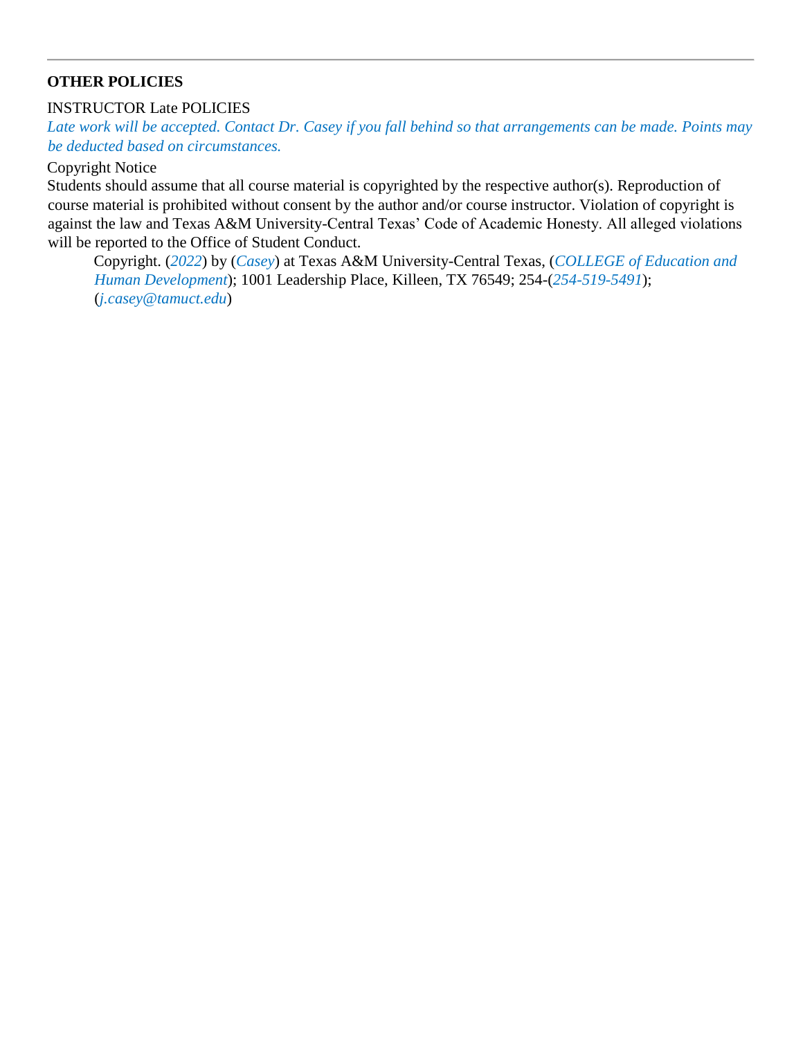---

**OTHER POLICIES**

INSTRUCTOR Late POLICIES

*Late work will be accepted. Contact Dr. Casey if you fall behind so that arrangements can be made. Points may be deducted based on circumstances.*

Copyright Notice

Students should assume that all course material is copyrighted by the respective author(s). Reproduction of course material is prohibited without consent by the author and/or course instructor. Violation of copyright is against the law and Texas A&M University-Central Texas' Code of Academic Honesty. All alleged violations will be reported to the Office of Student Conduct.

> Copyright. (*2022*) by (*Casey*) at Texas A&M University-Central Texas, (*COLLEGE of Education and Human Development*); 1001 Leadership Place, Killeen, TX 76549; 254-(*254-519-5491*); (*j.casey@tamuct.edu*)